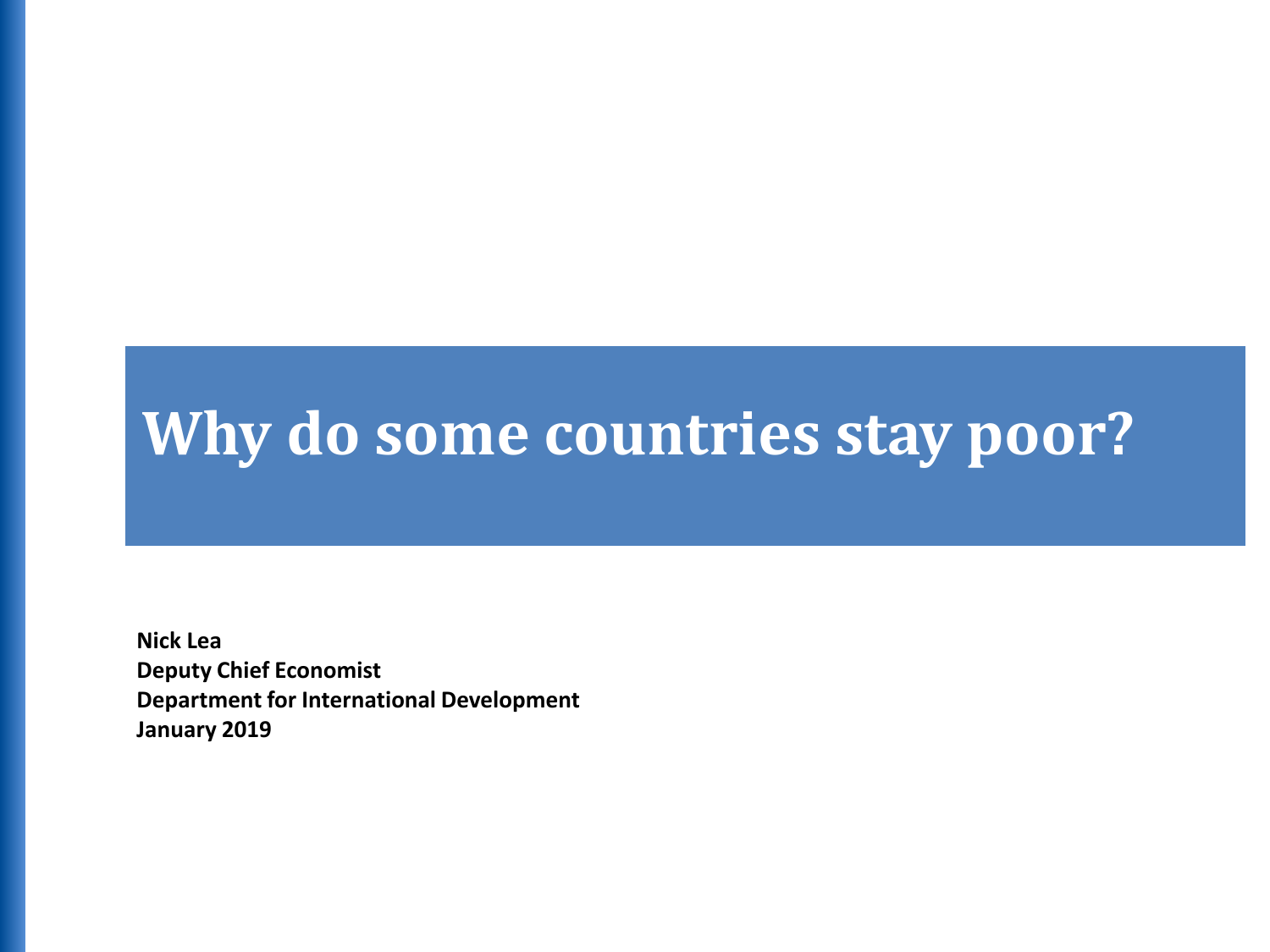# Why do some countries stay poor?

**Nick Lea**
**Deputy Chief Economist**
**Department for International Development**
**January 2019**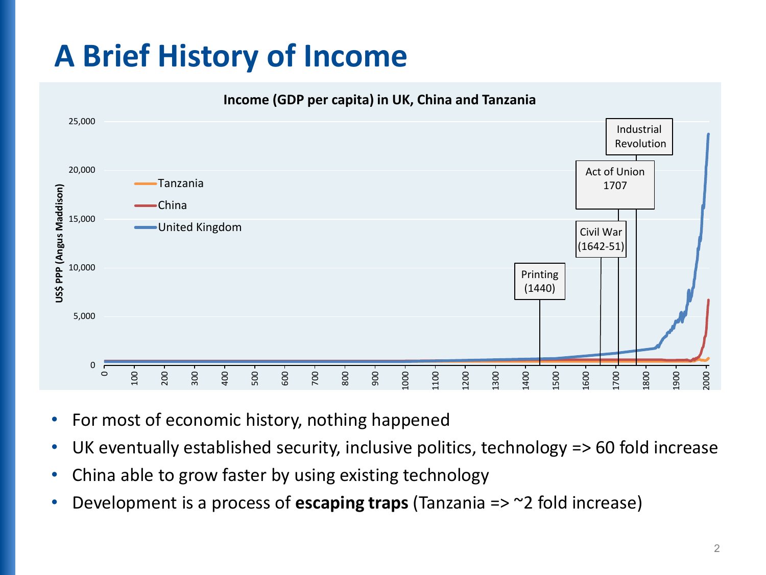# A Brief History of Income

**Income (GDP per capita) in UK, China and Tanzania**

- For most of economic history, nothing happened
- UK eventually established security, inclusive politics, technology => 60 fold increase
- China able to grow faster by using existing technology
- Development is a process of **escaping traps** (Tanzania => ~2 fold increase)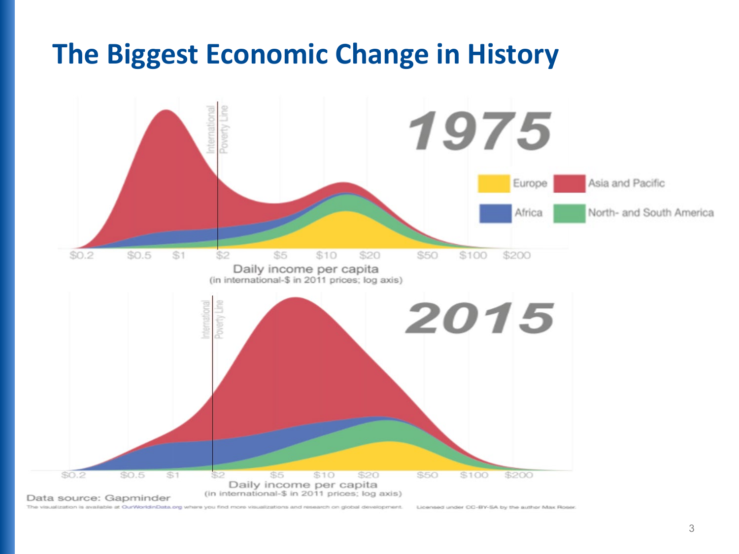# The Biggest Economic Change in History

1975

Europe | Asia and Pacific | Africa | North- and South America

International Poverty Line

$0.2 $0.5 $1 $2 $5 $10 $20 $50 $100 $200

Daily income per capita
(in international-$ in 2011 prices; log axis)

2015

International Poverty Line

$0.2 $0.5 $1 $2 $5 $10 $20 $50 $100 $200

Daily income per capita
(in international-$ in 2011 prices; log axis)

Data source: Gapminder

The visualization is available at OurWorldinData.org where you find more visualizations and research on global development. Licensed under CC-BY-SA by the author Max Roser.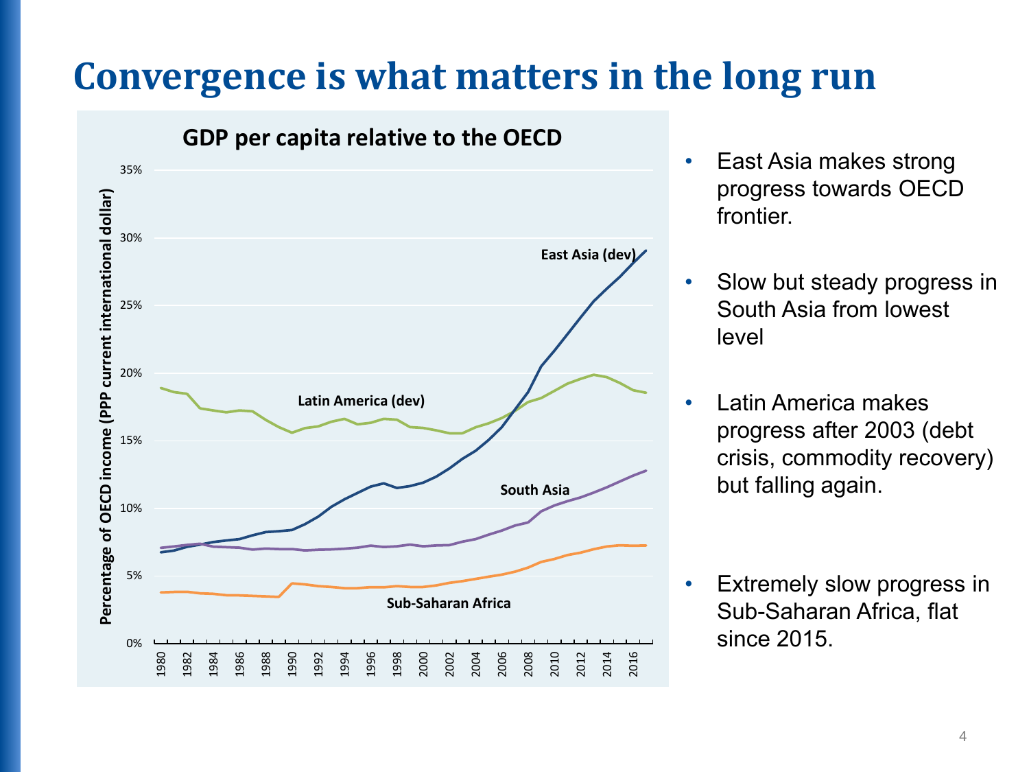# Convergence is what matters in the long run

**GDP per capita relative to the OECD**

Percentage of OECD income (PPP current international dollar)

35%
30%
25%
20%
15%
10%
5%
0%

1980 1982 1984 1986 1988 1990 1992 1994 1996 1998 2000 2002 2004 2006 2008 2010 2012 2014 2016

East Asia (dev)

Latin America (dev)

South Asia

Sub-Saharan Africa

- East Asia makes strong progress towards OECD frontier.
- Slow but steady progress in South Asia from lowest level
- Latin America makes progress after 2003 (debt crisis, commodity recovery) but falling again.
- Extremely slow progress in Sub-Saharan Africa, flat since 2015.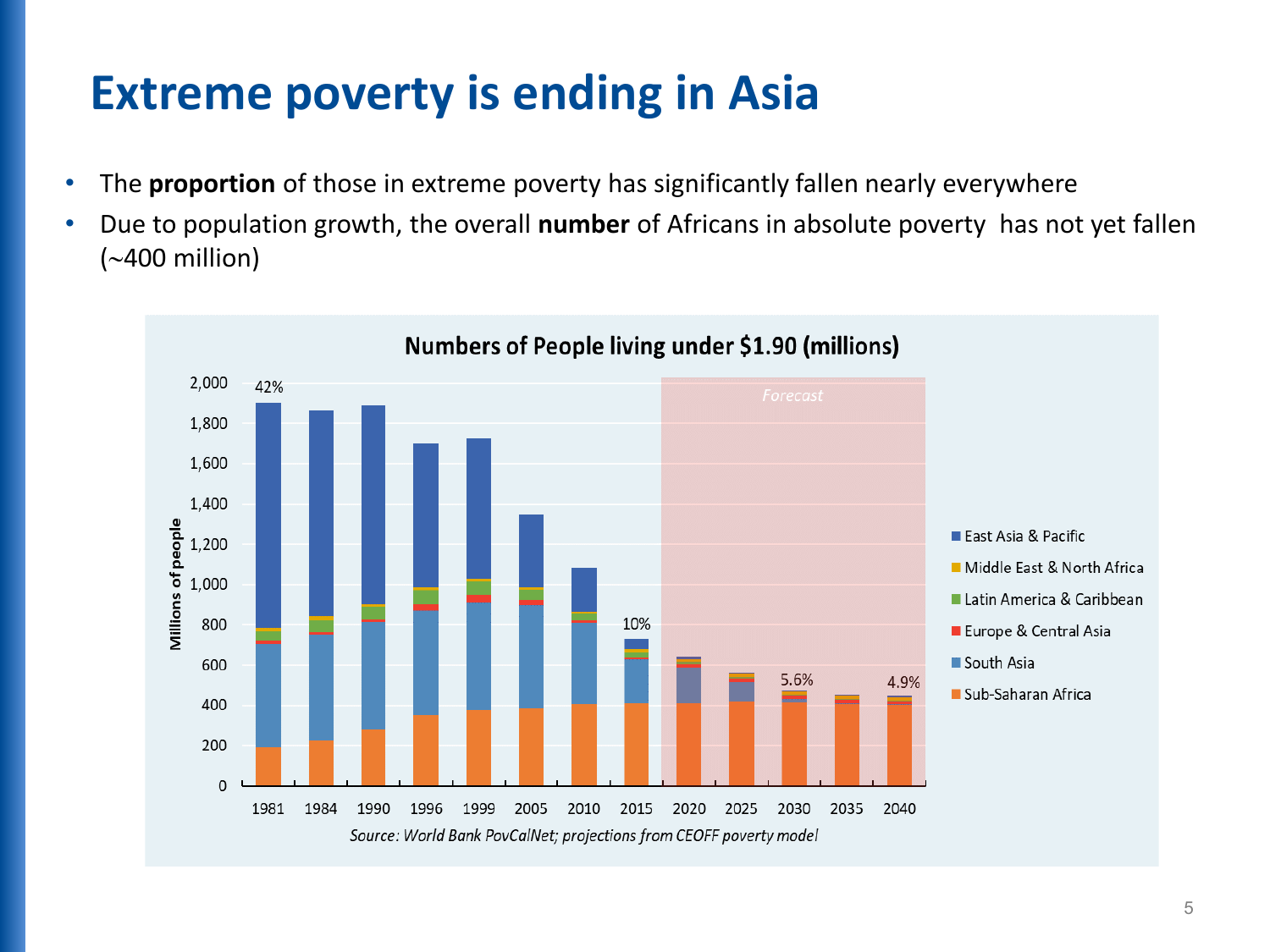# Extreme poverty is ending in Asia

- The **proportion** of those in extreme poverty has significantly fallen nearly everywhere
- Due to population growth, the overall **number** of Africans in absolute poverty has not yet fallen (~400 million)

**Numbers of People living under $1.90 (millions)**

*Source: World Bank PovCalNet; projections from CEOFF poverty model*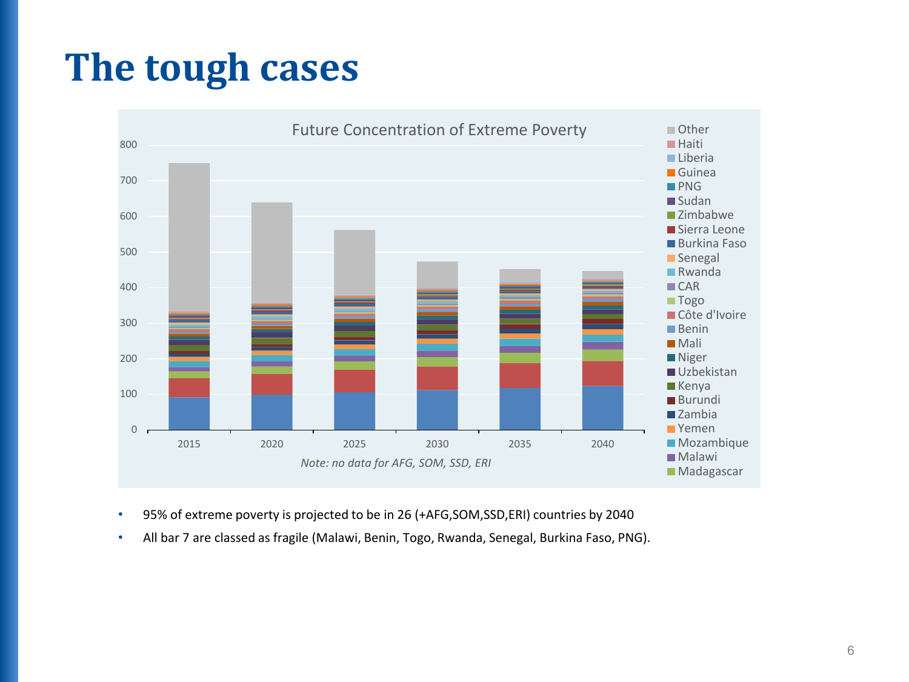# The tough cases

Future Concentration of Extreme Poverty

Note: no data for AFG, SOM, SSD, ERI

- 95% of extreme poverty is projected to be in 26 (+AFG,SOM,SSD,ERI) countries by 2040
- All bar 7 are classed as fragile (Malawi, Benin, Togo, Rwanda, Senegal, Burkina Faso, PNG).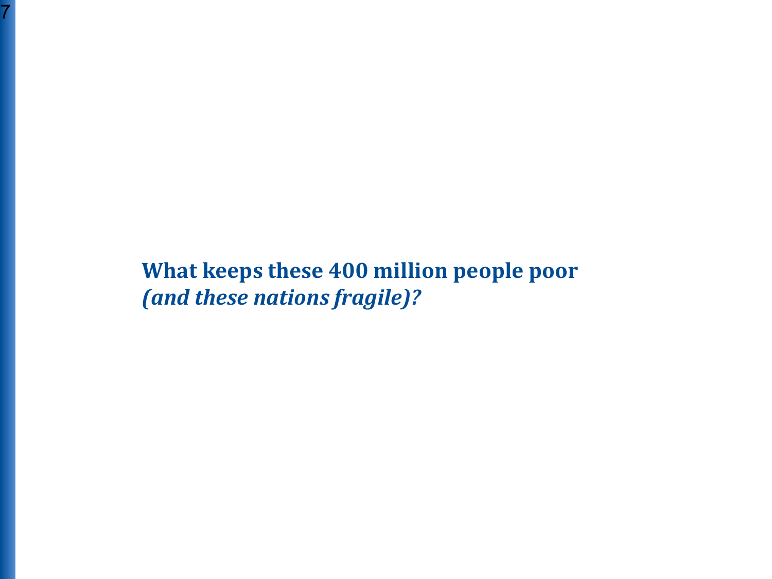**What keeps these 400 million people poor**
***(and these nations fragile)?***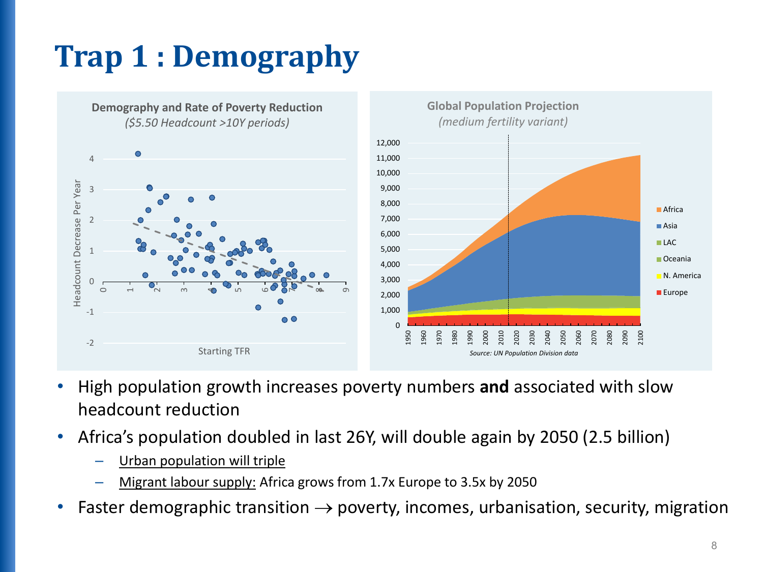# Trap 1 : Demography

**Demography and Rate of Poverty Reduction**
*($5.50 Headcount >10Y periods)*

**Global Population Projection**
*(medium fertility variant)*

*Source: UN Population Division data*

- High population growth increases poverty numbers **and** associated with slow headcount reduction
- Africa's population doubled in last 26Y, will double again by 2050 (2.5 billion)
  - Urban population will triple
  - Migrant labour supply: Africa grows from 1.7x Europe to 3.5x by 2050
- Faster demographic transition $\rightarrow$ poverty, incomes, urbanisation, security, migration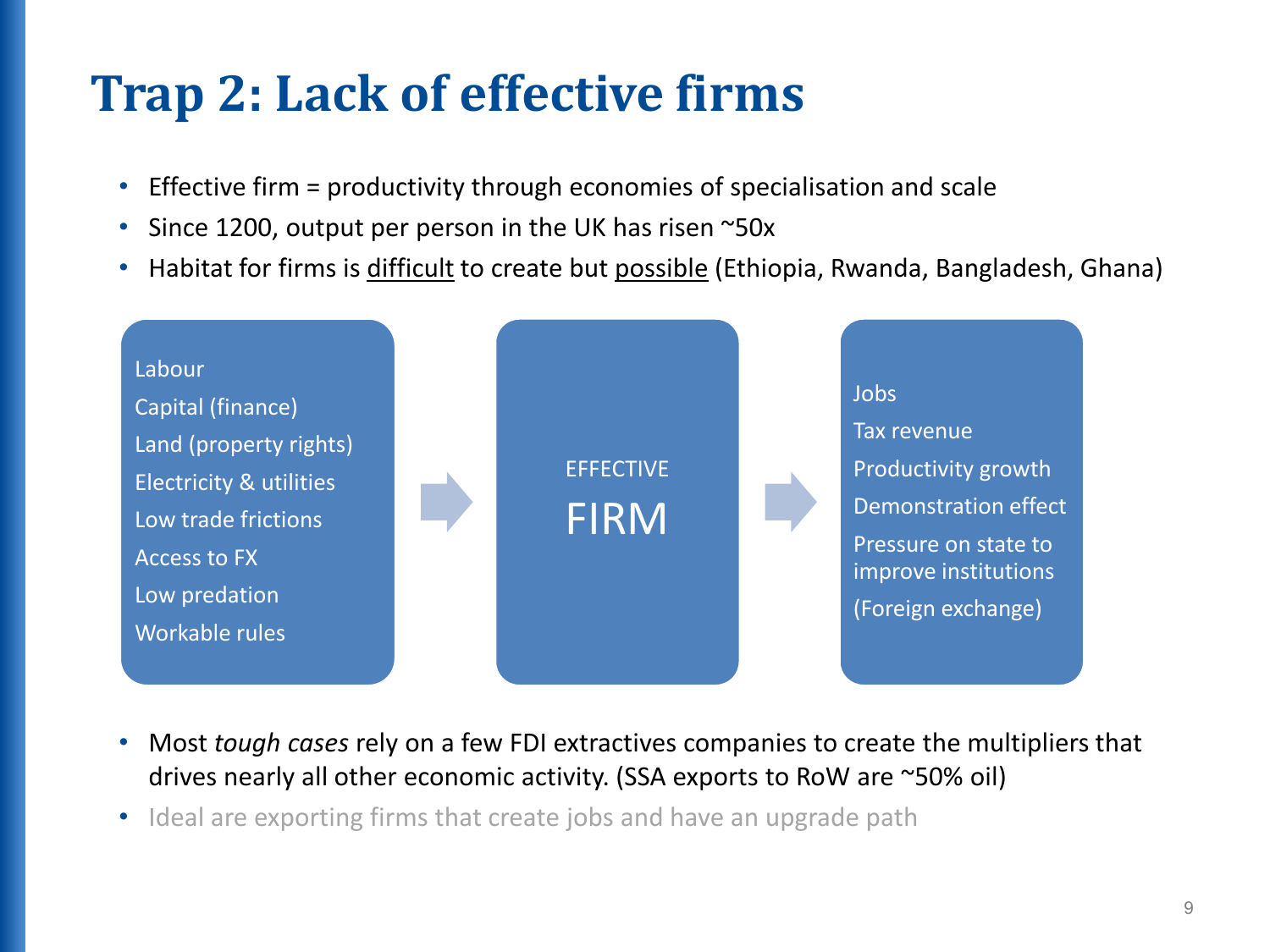# Trap 2: Lack of effective firms

- Effective firm = productivity through economies of specialisation and scale
- Since 1200, output per person in the UK has risen ~50x
- Habitat for firms is <u>difficult</u> to create but <u>possible</u> (Ethiopia, Rwanda, Bangladesh, Ghana)

Labour
Capital (finance)
Land (property rights)
Electricity & utilities
Low trade frictions
Access to FX
Low predation
Workable rules

→

EFFECTIVE
FIRM

→

Jobs
Tax revenue
Productivity growth
Demonstration effect
Pressure on state to improve institutions
(Foreign exchange)

- Most *tough cases* rely on a few FDI extractives companies to create the multipliers that drives nearly all other economic activity. (SSA exports to RoW are ~50% oil)
- Ideal are exporting firms that create jobs and have an upgrade path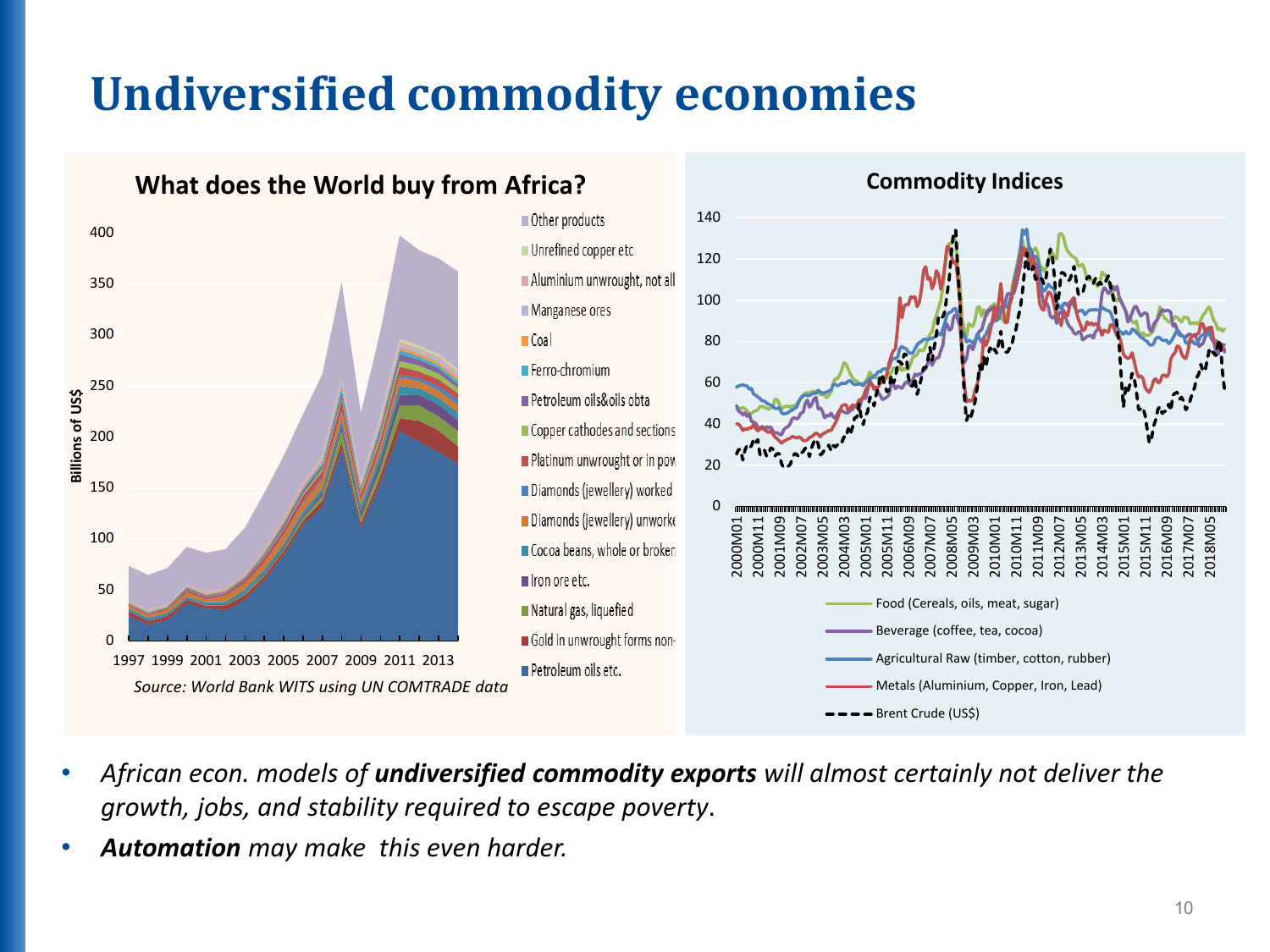# Undiversified commodity economies

**What does the World buy from Africa?**

Source: World Bank WITS using UN COMTRADE data

**Commodity Indices**

- *African econ. models of **undiversified commodity exports** will almost certainly not deliver the growth, jobs, and stability required to escape poverty.*
- ***Automation** may make this even harder.*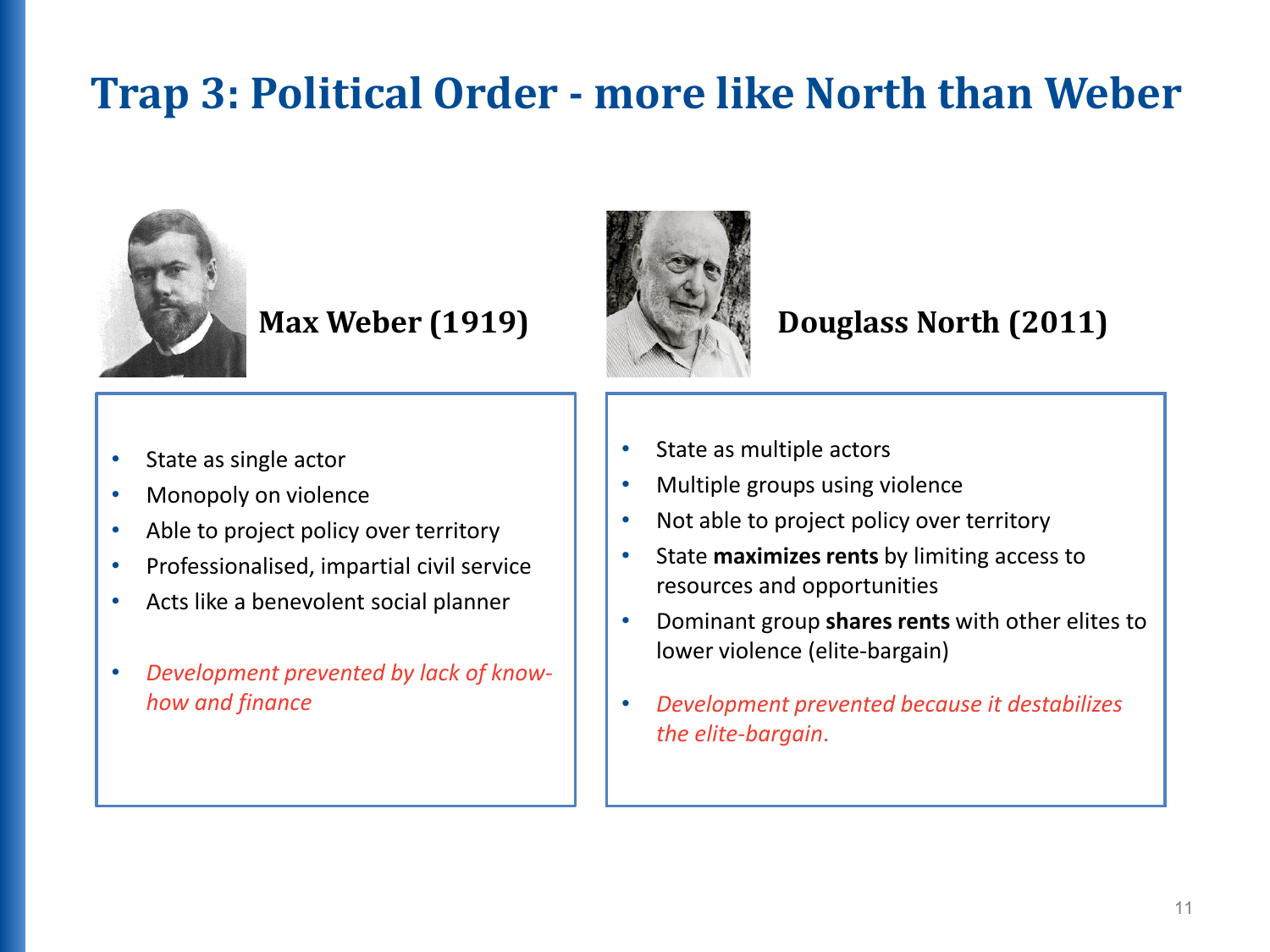# Trap 3: Political Order - more like North than Weber

## Max Weber (1919)

- State as single actor
- Monopoly on violence
- Able to project policy over territory
- Professionalised, impartial civil service
- Acts like a benevolent social planner
- *Development prevented by lack of know-how and finance*

## Douglass North (2011)

- State as multiple actors
- Multiple groups using violence
- Not able to project policy over territory
- State **maximizes rents** by limiting access to resources and opportunities
- Dominant group **shares rents** with other elites to lower violence (elite-bargain)
- *Development prevented because it destabilizes the elite-bargain.*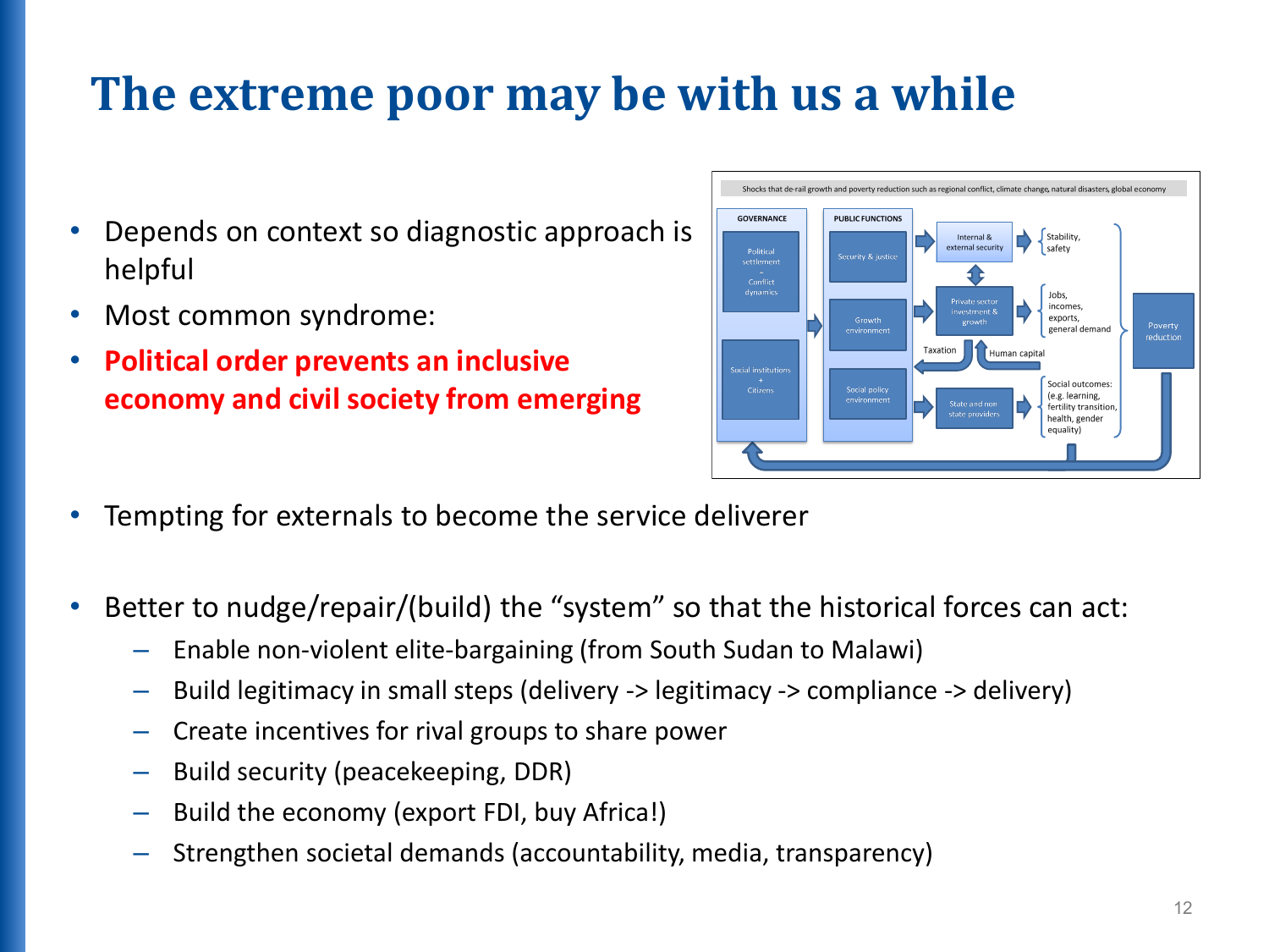# The extreme poor may be with us a while

- Depends on context so diagnostic approach is helpful
- Most common syndrome:
- **Political order prevents an inclusive economy and civil society from emerging**

Shocks that de-rail growth and poverty reduction such as regional conflict, climate change, natural disasters, global economy

GOVERNANCE

Political settlement – Conflict dynamics

Social institutions + Citizens

PUBLIC FUNCTIONS

Security & justice

Growth environment

Social policy environment

Internal & external security

Private sector investment & growth

State and non state providers

Taxation

Human capital

Stability, safety

Jobs, incomes, exports, general demand

Social outcomes: (e.g. learning, fertility transition, health, gender equality)

Poverty reduction

- Tempting for externals to become the service deliverer

- Better to nudge/repair/(build) the "system" so that the historical forces can act:
  - Enable non-violent elite-bargaining (from South Sudan to Malawi)
  - Build legitimacy in small steps (delivery -> legitimacy -> compliance -> delivery)
  - Create incentives for rival groups to share power
  - Build security (peacekeeping, DDR)
  - Build the economy (export FDI, buy Africa!)
  - Strengthen societal demands (accountability, media, transparency)